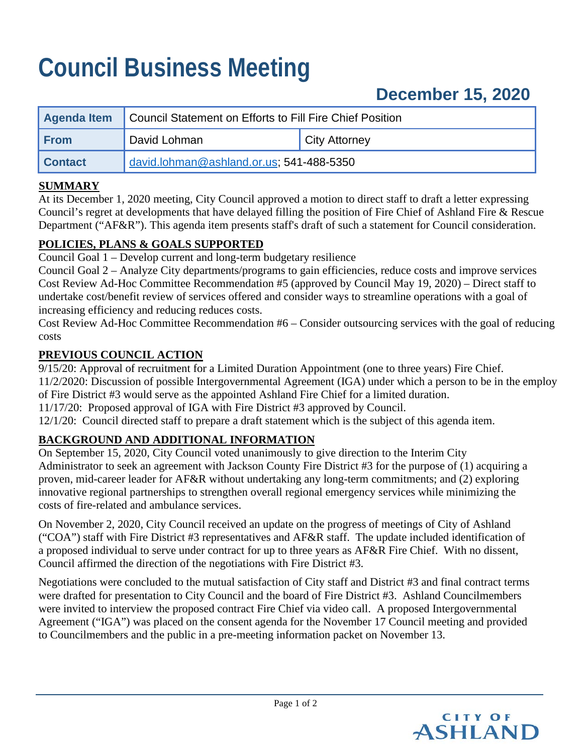# Council Business Meeting

## December 15, 2020

| Agenda Item | Council Statement on Efforts to Fill Fire Chief Position | |
|---|---|---|
| From | David Lohman | City Attorney |
| Contact | david.lohman@ashland.or.us; 541-488-5350 | |

**SUMMARY**

At its December 1, 2020 meeting, City Council approved a motion to direct staff to draft a letter expressing Council's regret at developments that have delayed filling the position of Fire Chief of Ashland Fire & Rescue Department ("AF&R"). This agenda item presents staff's draft of such a statement for Council consideration.

**POLICIES, PLANS & GOALS SUPPORTED**

Council Goal 1 – Develop current and long-term budgetary resilience
Council Goal 2 – Analyze City departments/programs to gain efficiencies, reduce costs and improve services
Cost Review Ad-Hoc Committee Recommendation #5 (approved by Council May 19, 2020) – Direct staff to undertake cost/benefit review of services offered and consider ways to streamline operations with a goal of increasing efficiency and reducing reduces costs.
Cost Review Ad-Hoc Committee Recommendation #6 – Consider outsourcing services with the goal of reducing costs

**PREVIOUS COUNCIL ACTION**

9/15/20: Approval of recruitment for a Limited Duration Appointment (one to three years) Fire Chief.
11/2/2020: Discussion of possible Intergovernmental Agreement (IGA) under which a person to be in the employ of Fire District #3 would serve as the appointed Ashland Fire Chief for a limited duration.
11/17/20: Proposed approval of IGA with Fire District #3 approved by Council.
12/1/20: Council directed staff to prepare a draft statement which is the subject of this agenda item.

**BACKGROUND AND ADDITIONAL INFORMATION**

On September 15, 2020, City Council voted unanimously to give direction to the Interim City Administrator to seek an agreement with Jackson County Fire District #3 for the purpose of (1) acquiring a proven, mid-career leader for AF&R without undertaking any long-term commitments; and (2) exploring innovative regional partnerships to strengthen overall regional emergency services while minimizing the costs of fire-related and ambulance services.

On November 2, 2020, City Council received an update on the progress of meetings of City of Ashland ("COA") staff with Fire District #3 representatives and AF&R staff. The update included identification of a proposed individual to serve under contract for up to three years as AF&R Fire Chief. With no dissent, Council affirmed the direction of the negotiations with Fire District #3.

Negotiations were concluded to the mutual satisfaction of City staff and District #3 and final contract terms were drafted for presentation to City Council and the board of Fire District #3. Ashland Councilmembers were invited to interview the proposed contract Fire Chief via video call. A proposed Intergovernmental Agreement ("IGA") was placed on the consent agenda for the November 17 Council meeting and provided to Councilmembers and the public in a pre-meeting information packet on November 13.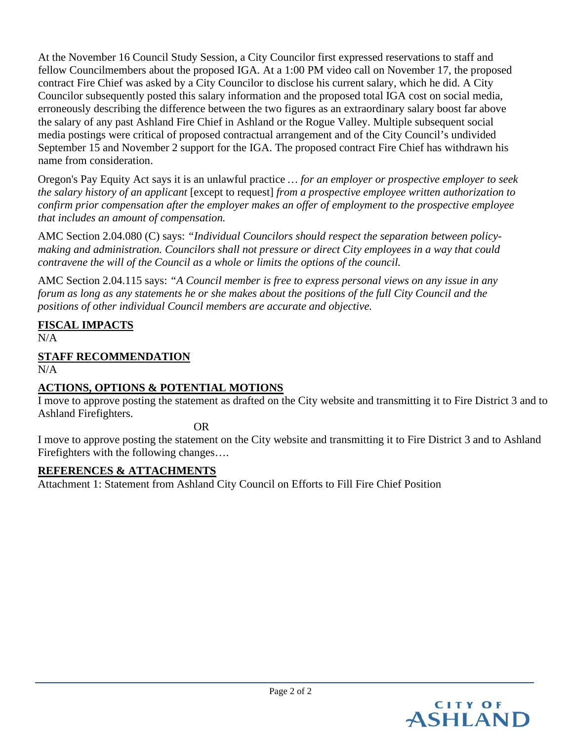At the November 16 Council Study Session, a City Councilor first expressed reservations to staff and fellow Councilmembers about the proposed IGA. At a 1:00 PM video call on November 17, the proposed contract Fire Chief was asked by a City Councilor to disclose his current salary, which he did. A City Councilor subsequently posted this salary information and the proposed total IGA cost on social media, erroneously describing the difference between the two figures as an extraordinary salary boost far above the salary of any past Ashland Fire Chief in Ashland or the Rogue Valley. Multiple subsequent social media postings were critical of proposed contractual arrangement and of the City Council's undivided September 15 and November 2 support for the IGA. The proposed contract Fire Chief has withdrawn his name from consideration.

Oregon's Pay Equity Act says it is an unlawful practice … *for an employer or prospective employer to seek the salary history of an applicant* [except to request] *from a prospective employee written authorization to confirm prior compensation after the employer makes an offer of employment to the prospective employee that includes an amount of compensation.*

AMC Section 2.04.080 (C) says: *"Individual Councilors should respect the separation between policy-making and administration. Councilors shall not pressure or direct City employees in a way that could contravene the will of the Council as a whole or limits the options of the council.*

AMC Section 2.04.115 says: *"A Council member is free to express personal views on any issue in any forum as long as any statements he or she makes about the positions of the full City Council and the positions of other individual Council members are accurate and objective.*

## FISCAL IMPACTS

N/A

## STAFF RECOMMENDATION

N/A

## ACTIONS, OPTIONS & POTENTIAL MOTIONS

I move to approve posting the statement as drafted on the City website and transmitting it to Fire District 3 and to Ashland Firefighters.

OR

I move to approve posting the statement on the City website and transmitting it to Fire District 3 and to Ashland Firefighters with the following changes….

## REFERENCES & ATTACHMENTS

Attachment 1: Statement from Ashland City Council on Efforts to Fill Fire Chief Position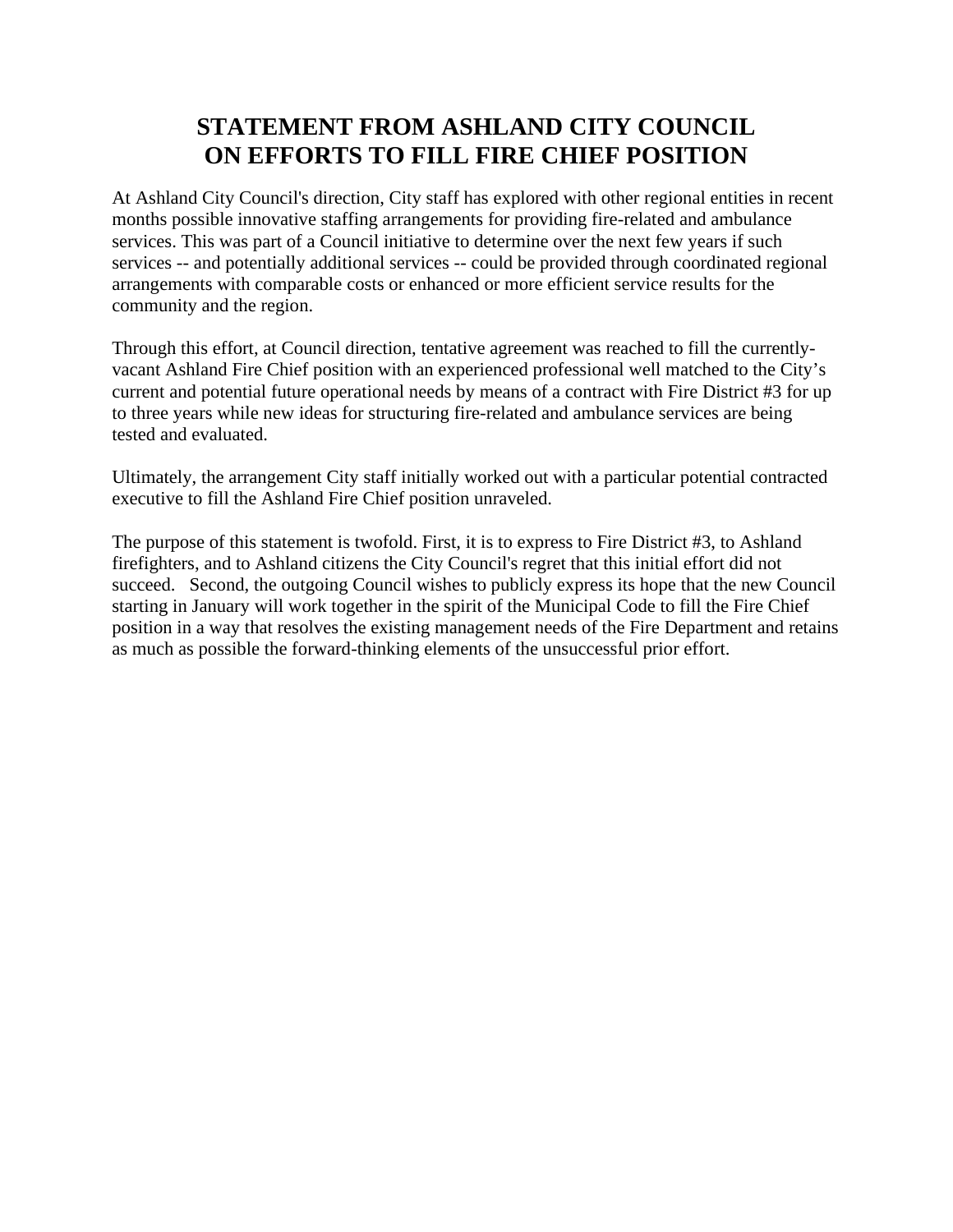# STATEMENT FROM ASHLAND CITY COUNCIL ON EFFORTS TO FILL FIRE CHIEF POSITION

At Ashland City Council's direction, City staff has explored with other regional entities in recent months possible innovative staffing arrangements for providing fire-related and ambulance services. This was part of a Council initiative to determine over the next few years if such services -- and potentially additional services -- could be provided through coordinated regional arrangements with comparable costs or enhanced or more efficient service results for the community and the region.

Through this effort, at Council direction, tentative agreement was reached to fill the currently-vacant Ashland Fire Chief position with an experienced professional well matched to the City's current and potential future operational needs by means of a contract with Fire District #3 for up to three years while new ideas for structuring fire-related and ambulance services are being tested and evaluated.

Ultimately, the arrangement City staff initially worked out with a particular potential contracted executive to fill the Ashland Fire Chief position unraveled.

The purpose of this statement is twofold. First, it is to express to Fire District #3, to Ashland firefighters, and to Ashland citizens the City Council's regret that this initial effort did not succeed. Second, the outgoing Council wishes to publicly express its hope that the new Council starting in January will work together in the spirit of the Municipal Code to fill the Fire Chief position in a way that resolves the existing management needs of the Fire Department and retains as much as possible the forward-thinking elements of the unsuccessful prior effort.